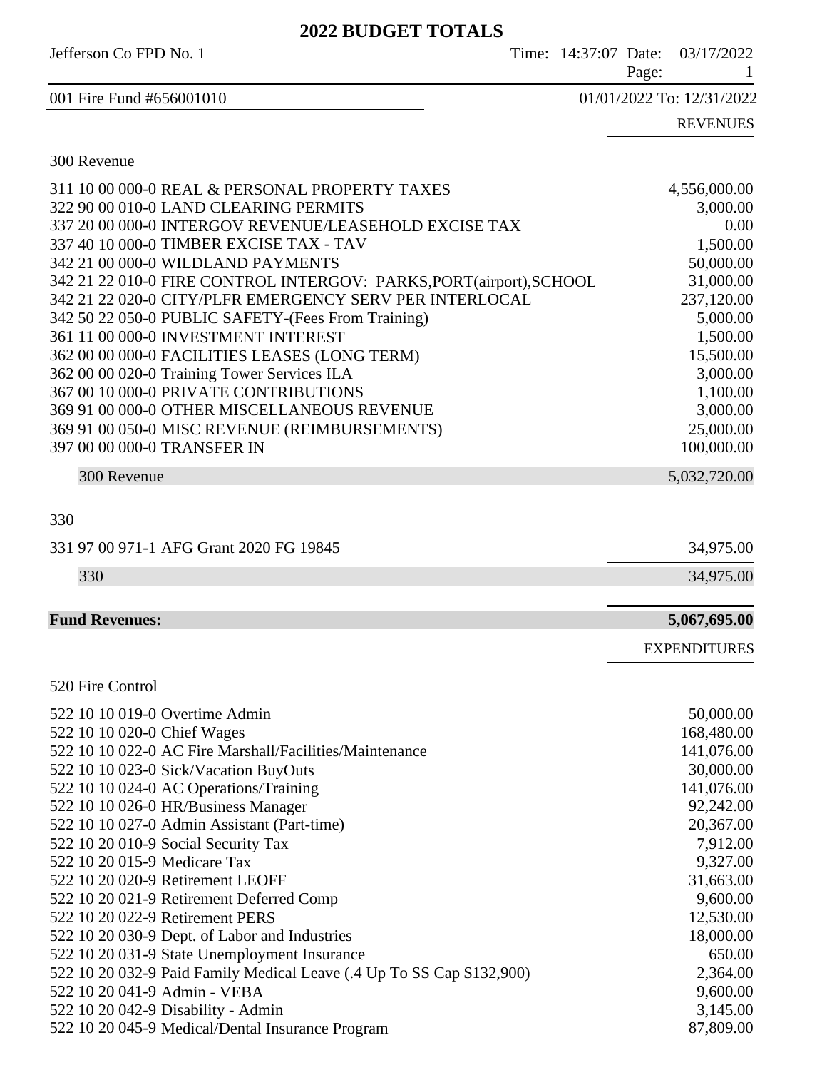# 2022 BUDGET TOTALS

Jefferson Co FPD No. 1 — Time: 14:37:07 Date: 03/17/2022

001 Fire Fund #656001010 — 01/01/2022 To: 12/31/2022

## REVENUES

### 300 Revenue

| Account | Description | Amount |
|---|---|---|
| 311 10 00 000-0 | REAL & PERSONAL PROPERTY TAXES | 4,556,000.00 |
| 322 90 00 010-0 | LAND CLEARING PERMITS | 3,000.00 |
| 337 20 00 000-0 | INTERGOV REVENUE/LEASEHOLD EXCISE TAX | 0.00 |
| 337 40 10 000-0 | TIMBER EXCISE TAX - TAV | 1,500.00 |
| 342 21 00 000-0 | WILDLAND PAYMENTS | 50,000.00 |
| 342 21 22 010-0 | FIRE CONTROL INTERGOV: PARKS,PORT(airport),SCHOOL | 31,000.00 |
| 342 21 22 020-0 | CITY/PLFR EMERGENCY SERV PER INTERLOCAL | 237,120.00 |
| 342 50 22 050-0 | PUBLIC SAFETY-(Fees From Training) | 5,000.00 |
| 361 11 00 000-0 | INVESTMENT INTEREST | 1,500.00 |
| 362 00 00 000-0 | FACILITIES LEASES (LONG TERM) | 15,500.00 |
| 362 00 00 020-0 | Training Tower Services ILA | 3,000.00 |
| 367 00 10 000-0 | PRIVATE CONTRIBUTIONS | 1,100.00 |
| 369 91 00 000-0 | OTHER MISCELLANEOUS REVENUE | 3,000.00 |
| 369 91 00 050-0 | MISC REVENUE (REIMBURSEMENTS) | 25,000.00 |
| 397 00 00 000-0 | TRANSFER IN | 100,000.00 |
| | **300 Revenue** | **5,032,720.00** |

### 330

| Account | Description | Amount |
|---|---|---|
| 331 97 00 971-1 | AFG Grant 2020 FG 19845 | 34,975.00 |
| | **330** | **34,975.00** |

**Fund Revenues: 5,067,695.00**

## EXPENDITURES

### 520 Fire Control

| Account | Description | Amount |
|---|---|---|
| 522 10 10 019-0 | Overtime Admin | 50,000.00 |
| 522 10 10 020-0 | Chief Wages | 168,480.00 |
| 522 10 10 022-0 | AC Fire Marshall/Facilities/Maintenance | 141,076.00 |
| 522 10 10 023-0 | Sick/Vacation BuyOuts | 30,000.00 |
| 522 10 10 024-0 | AC Operations/Training | 141,076.00 |
| 522 10 10 026-0 | HR/Business Manager | 92,242.00 |
| 522 10 10 027-0 | Admin Assistant (Part-time) | 20,367.00 |
| 522 10 20 010-9 | Social Security Tax | 7,912.00 |
| 522 10 20 015-9 | Medicare Tax | 9,327.00 |
| 522 10 20 020-9 | Retirement LEOFF | 31,663.00 |
| 522 10 20 021-9 | Retirement Deferred Comp | 9,600.00 |
| 522 10 20 022-9 | Retirement PERS | 12,530.00 |
| 522 10 20 030-9 | Dept. of Labor and Industries | 18,000.00 |
| 522 10 20 031-9 | State Unemployment Insurance | 650.00 |
| 522 10 20 032-9 | Paid Family Medical Leave (.4 Up To SS Cap $132,900) | 2,364.00 |
| 522 10 20 041-9 | Admin - VEBA | 9,600.00 |
| 522 10 20 042-9 | Disability - Admin | 3,145.00 |
| 522 10 20 045-9 | Medical/Dental Insurance Program | 87,809.00 |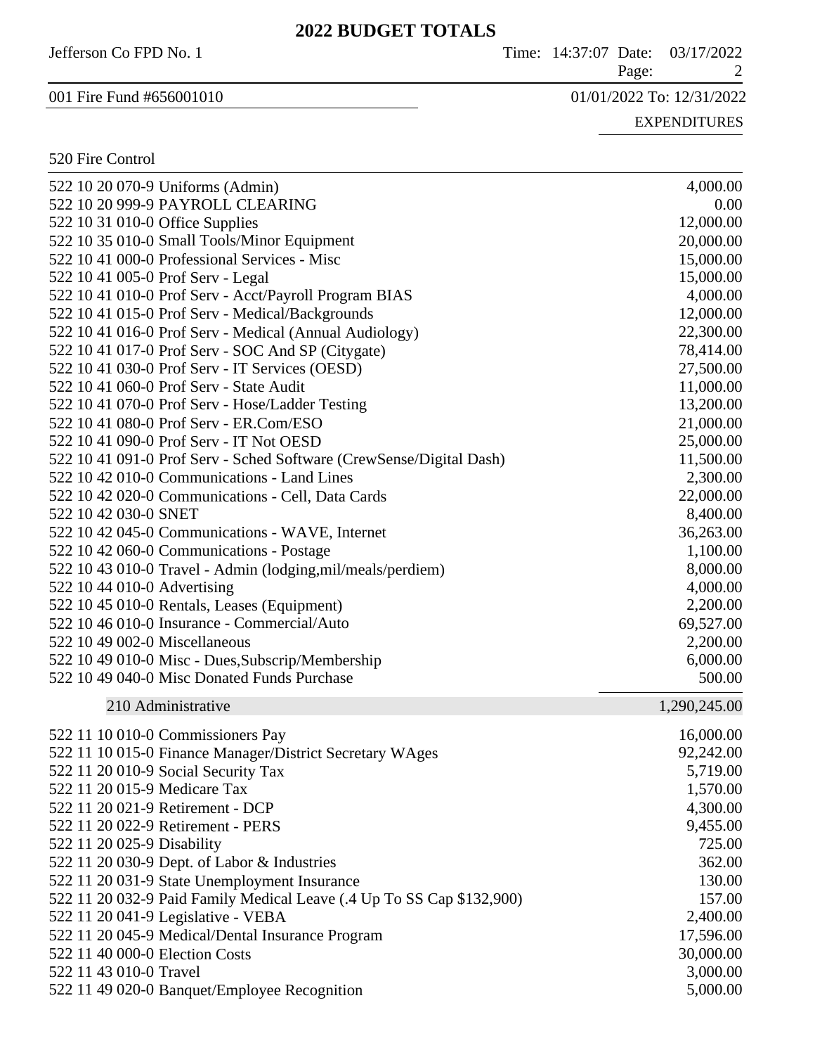# 2022 BUDGET TOTALS

Jefferson Co FPD No. 1

Time: 14:37:07 Date: 03/17/2022

001 Fire Fund #656001010

01/01/2022 To: 12/31/2022

EXPENDITURES

## 520 Fire Control

| Account | Amount |
|---|---|
| 522 10 20 070-9 Uniforms (Admin) | 4,000.00 |
| 522 10 20 999-9 PAYROLL CLEARING | 0.00 |
| 522 10 31 010-0 Office Supplies | 12,000.00 |
| 522 10 35 010-0 Small Tools/Minor Equipment | 20,000.00 |
| 522 10 41 000-0 Professional Services - Misc | 15,000.00 |
| 522 10 41 005-0 Prof Serv - Legal | 15,000.00 |
| 522 10 41 010-0 Prof Serv - Acct/Payroll Program BIAS | 4,000.00 |
| 522 10 41 015-0 Prof Serv - Medical/Backgrounds | 12,000.00 |
| 522 10 41 016-0 Prof Serv - Medical (Annual Audiology) | 22,300.00 |
| 522 10 41 017-0 Prof Serv - SOC And SP (Citygate) | 78,414.00 |
| 522 10 41 030-0 Prof Serv - IT Services (OESD) | 27,500.00 |
| 522 10 41 060-0 Prof Serv - State Audit | 11,000.00 |
| 522 10 41 070-0 Prof Serv - Hose/Ladder Testing | 13,200.00 |
| 522 10 41 080-0 Prof Serv - ER.Com/ESO | 21,000.00 |
| 522 10 41 090-0 Prof Serv - IT Not OESD | 25,000.00 |
| 522 10 41 091-0 Prof Serv - Sched Software (CrewSense/Digital Dash) | 11,500.00 |
| 522 10 42 010-0 Communications - Land Lines | 2,300.00 |
| 522 10 42 020-0 Communications - Cell, Data Cards | 22,000.00 |
| 522 10 42 030-0 SNET | 8,400.00 |
| 522 10 42 045-0 Communications - WAVE, Internet | 36,263.00 |
| 522 10 42 060-0 Communications - Postage | 1,100.00 |
| 522 10 43 010-0 Travel - Admin (lodging,mil/meals/perdiem) | 8,000.00 |
| 522 10 44 010-0 Advertising | 4,000.00 |
| 522 10 45 010-0 Rentals, Leases (Equipment) | 2,200.00 |
| 522 10 46 010-0 Insurance - Commercial/Auto | 69,527.00 |
| 522 10 49 002-0 Miscellaneous | 2,200.00 |
| 522 10 49 010-0 Misc - Dues,Subscrip/Membership | 6,000.00 |
| 522 10 49 040-0 Misc Donated Funds Purchase | 500.00 |
| **210 Administrative** | **1,290,245.00** |
| 522 11 10 010-0 Commissioners Pay | 16,000.00 |
| 522 11 10 015-0 Finance Manager/District Secretary WAges | 92,242.00 |
| 522 11 20 010-9 Social Security Tax | 5,719.00 |
| 522 11 20 015-9 Medicare Tax | 1,570.00 |
| 522 11 20 021-9 Retirement - DCP | 4,300.00 |
| 522 11 20 022-9 Retirement - PERS | 9,455.00 |
| 522 11 20 025-9 Disability | 725.00 |
| 522 11 20 030-9 Dept. of Labor & Industries | 362.00 |
| 522 11 20 031-9 State Unemployment Insurance | 130.00 |
| 522 11 20 032-9 Paid Family Medical Leave (.4 Up To SS Cap $132,900) | 157.00 |
| 522 11 20 041-9 Legislative - VEBA | 2,400.00 |
| 522 11 20 045-9 Medical/Dental Insurance Program | 17,596.00 |
| 522 11 40 000-0 Election Costs | 30,000.00 |
| 522 11 43 010-0 Travel | 3,000.00 |
| 522 11 49 020-0 Banquet/Employee Recognition | 5,000.00 |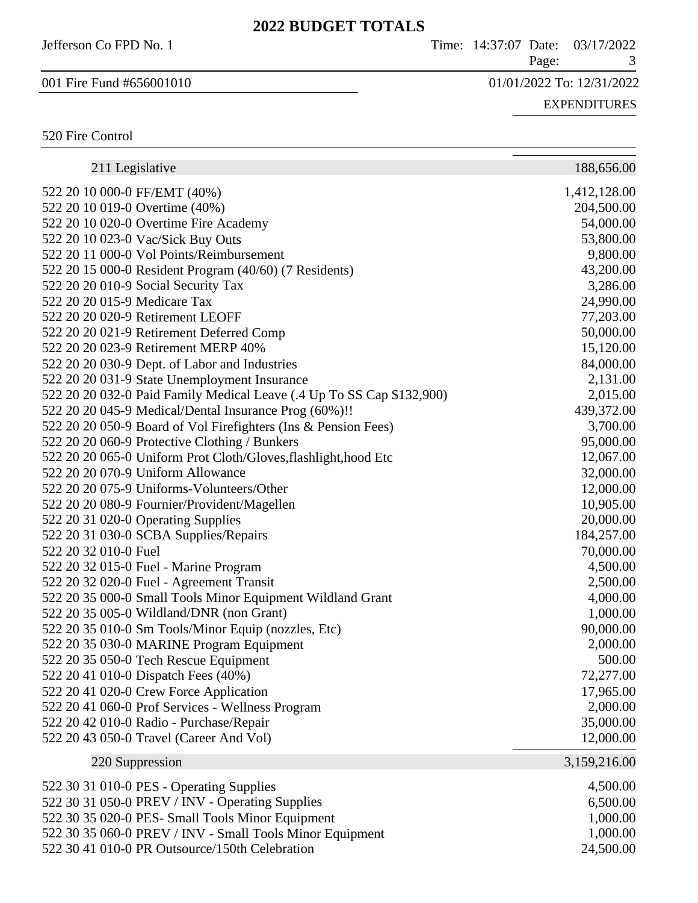# 2022 BUDGET TOTALS

Jefferson Co FPD No. 1

Time: 14:37:07 Date: 03/17/2022

001 Fire Fund #656001010

01/01/2022 To: 12/31/2022

EXPENDITURES

520 Fire Control

| Account | Amount |
|---|---|
| **211 Legislative** | **188,656.00** |
| 522 20 10 000-0 FF/EMT (40%) | 1,412,128.00 |
| 522 20 10 019-0 Overtime (40%) | 204,500.00 |
| 522 20 10 020-0 Overtime Fire Academy | 54,000.00 |
| 522 20 10 023-0 Vac/Sick Buy Outs | 53,800.00 |
| 522 20 11 000-0 Vol Points/Reimbursement | 9,800.00 |
| 522 20 15 000-0 Resident Program (40/60) (7 Residents) | 43,200.00 |
| 522 20 20 010-9 Social Security Tax | 3,286.00 |
| 522 20 20 015-9 Medicare Tax | 24,990.00 |
| 522 20 20 020-9 Retirement LEOFF | 77,203.00 |
| 522 20 20 021-9 Retirement Deferred Comp | 50,000.00 |
| 522 20 20 023-9 Retirement MERP 40% | 15,120.00 |
| 522 20 20 030-9 Dept. of Labor and Industries | 84,000.00 |
| 522 20 20 031-9 State Unemployment Insurance | 2,131.00 |
| 522 20 20 032-0 Paid Family Medical Leave (.4 Up To SS Cap $132,900) | 2,015.00 |
| 522 20 20 045-9 Medical/Dental Insurance Prog (60%)!! | 439,372.00 |
| 522 20 20 050-9 Board of Vol Firefighters (Ins & Pension Fees) | 3,700.00 |
| 522 20 20 060-9 Protective Clothing / Bunkers | 95,000.00 |
| 522 20 20 065-0 Uniform Prot Cloth/Gloves,flashlight,hood Etc | 12,067.00 |
| 522 20 20 070-9 Uniform Allowance | 32,000.00 |
| 522 20 20 075-9 Uniforms-Volunteers/Other | 12,000.00 |
| 522 20 20 080-9 Fournier/Provident/Magellen | 10,905.00 |
| 522 20 31 020-0 Operating Supplies | 20,000.00 |
| 522 20 31 030-0 SCBA Supplies/Repairs | 184,257.00 |
| 522 20 32 010-0 Fuel | 70,000.00 |
| 522 20 32 015-0 Fuel - Marine Program | 4,500.00 |
| 522 20 32 020-0 Fuel - Agreement Transit | 2,500.00 |
| 522 20 35 000-0 Small Tools Minor Equipment Wildland Grant | 4,000.00 |
| 522 20 35 005-0 Wildland/DNR (non Grant) | 1,000.00 |
| 522 20 35 010-0 Sm Tools/Minor Equip (nozzles, Etc) | 90,000.00 |
| 522 20 35 030-0 MARINE Program Equipment | 2,000.00 |
| 522 20 35 050-0 Tech Rescue Equipment | 500.00 |
| 522 20 41 010-0 Dispatch Fees (40%) | 72,277.00 |
| 522 20 41 020-0 Crew Force Application | 17,965.00 |
| 522 20 41 060-0 Prof Services - Wellness Program | 2,000.00 |
| 522 20 42 010-0 Radio - Purchase/Repair | 35,000.00 |
| 522 20 43 050-0 Travel (Career And Vol) | 12,000.00 |
| **220 Suppression** | **3,159,216.00** |
| 522 30 31 010-0 PES - Operating Supplies | 4,500.00 |
| 522 30 31 050-0 PREV / INV - Operating Supplies | 6,500.00 |
| 522 30 35 020-0 PES- Small Tools Minor Equipment | 1,000.00 |
| 522 30 35 060-0 PREV / INV - Small Tools Minor Equipment | 1,000.00 |
| 522 30 41 010-0 PR Outsource/150th Celebration | 24,500.00 |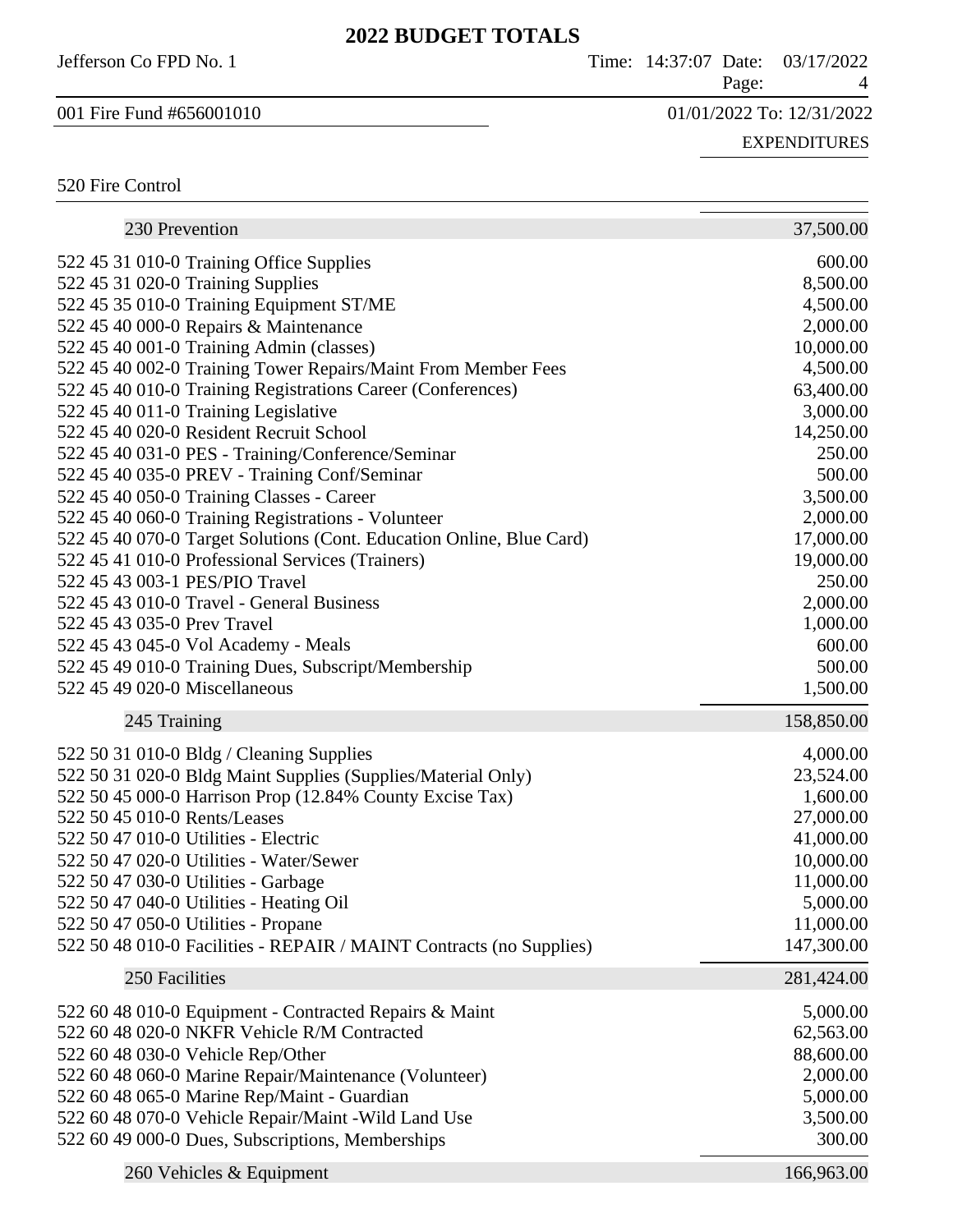# 2022 BUDGET TOTALS

Jefferson Co FPD No. 1

Time: 14:37:07 Date: 03/17/2022

001 Fire Fund #656001010

01/01/2022 To: 12/31/2022

EXPENDITURES

520 Fire Control

| | |
|---|---|
| 230 Prevention | 37,500.00 |
| 522 45 31 010-0 Training Office Supplies | 600.00 |
| 522 45 31 020-0 Training Supplies | 8,500.00 |
| 522 45 35 010-0 Training Equipment ST/ME | 4,500.00 |
| 522 45 40 000-0 Repairs & Maintenance | 2,000.00 |
| 522 45 40 001-0 Training Admin (classes) | 10,000.00 |
| 522 45 40 002-0 Training Tower Repairs/Maint From Member Fees | 4,500.00 |
| 522 45 40 010-0 Training Registrations Career (Conferences) | 63,400.00 |
| 522 45 40 011-0 Training Legislative | 3,000.00 |
| 522 45 40 020-0 Resident Recruit School | 14,250.00 |
| 522 45 40 031-0 PES - Training/Conference/Seminar | 250.00 |
| 522 45 40 035-0 PREV - Training Conf/Seminar | 500.00 |
| 522 45 40 050-0 Training Classes - Career | 3,500.00 |
| 522 45 40 060-0 Training Registrations - Volunteer | 2,000.00 |
| 522 45 40 070-0 Target Solutions (Cont. Education Online, Blue Card) | 17,000.00 |
| 522 45 41 010-0 Professional Services (Trainers) | 19,000.00 |
| 522 45 43 003-1 PES/PIO Travel | 250.00 |
| 522 45 43 010-0 Travel - General Business | 2,000.00 |
| 522 45 43 035-0 Prev Travel | 1,000.00 |
| 522 45 43 045-0 Vol Academy - Meals | 600.00 |
| 522 45 49 010-0 Training Dues, Subscript/Membership | 500.00 |
| 522 45 49 020-0 Miscellaneous | 1,500.00 |
| 245 Training | 158,850.00 |
| 522 50 31 010-0 Bldg / Cleaning Supplies | 4,000.00 |
| 522 50 31 020-0 Bldg Maint Supplies (Supplies/Material Only) | 23,524.00 |
| 522 50 45 000-0 Harrison Prop (12.84% County Excise Tax) | 1,600.00 |
| 522 50 45 010-0 Rents/Leases | 27,000.00 |
| 522 50 47 010-0 Utilities - Electric | 41,000.00 |
| 522 50 47 020-0 Utilities - Water/Sewer | 10,000.00 |
| 522 50 47 030-0 Utilities - Garbage | 11,000.00 |
| 522 50 47 040-0 Utilities - Heating Oil | 5,000.00 |
| 522 50 47 050-0 Utilities - Propane | 11,000.00 |
| 522 50 48 010-0 Facilities - REPAIR / MAINT Contracts (no Supplies) | 147,300.00 |
| 250 Facilities | 281,424.00 |
| 522 60 48 010-0 Equipment - Contracted Repairs & Maint | 5,000.00 |
| 522 60 48 020-0 NKFR Vehicle R/M Contracted | 62,563.00 |
| 522 60 48 030-0 Vehicle Rep/Other | 88,600.00 |
| 522 60 48 060-0 Marine Repair/Maintenance (Volunteer) | 2,000.00 |
| 522 60 48 065-0 Marine Rep/Maint - Guardian | 5,000.00 |
| 522 60 48 070-0 Vehicle Repair/Maint -Wild Land Use | 3,500.00 |
| 522 60 49 000-0 Dues, Subscriptions, Memberships | 300.00 |
| 260 Vehicles & Equipment | 166,963.00 |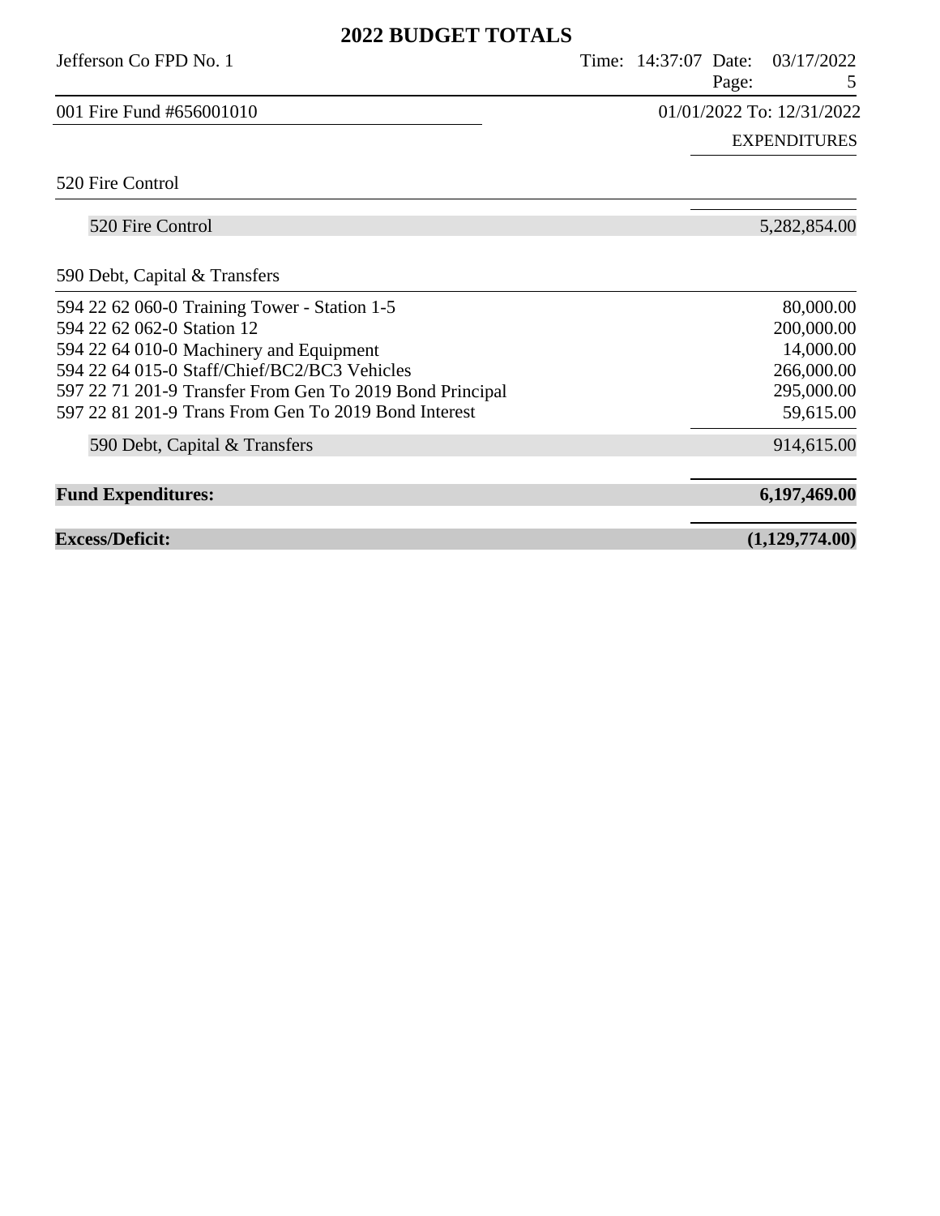# 2022 BUDGET TOTALS

Jefferson Co FPD No. 1 | Time: 14:37:07 Date: 03/17/2022

001 Fire Fund #656001010 | 01/01/2022 To: 12/31/2022

| | EXPENDITURES |
|---|---:|
| **520 Fire Control** | |
| 520 Fire Control | 5,282,854.00 |
| **590 Debt, Capital & Transfers** | |
| 594 22 62 060-0 Training Tower - Station 1-5 | 80,000.00 |
| 594 22 62 062-0 Station 12 | 200,000.00 |
| 594 22 64 010-0 Machinery and Equipment | 14,000.00 |
| 594 22 64 015-0 Staff/Chief/BC2/BC3 Vehicles | 266,000.00 |
| 597 22 71 201-9 Transfer From Gen To 2019 Bond Principal | 295,000.00 |
| 597 22 81 201-9 Trans From Gen To 2019 Bond Interest | 59,615.00 |
| 590 Debt, Capital & Transfers | 914,615.00 |
| **Fund Expenditures:** | **6,197,469.00** |
| **Excess/Deficit:** | **(1,129,774.00)** |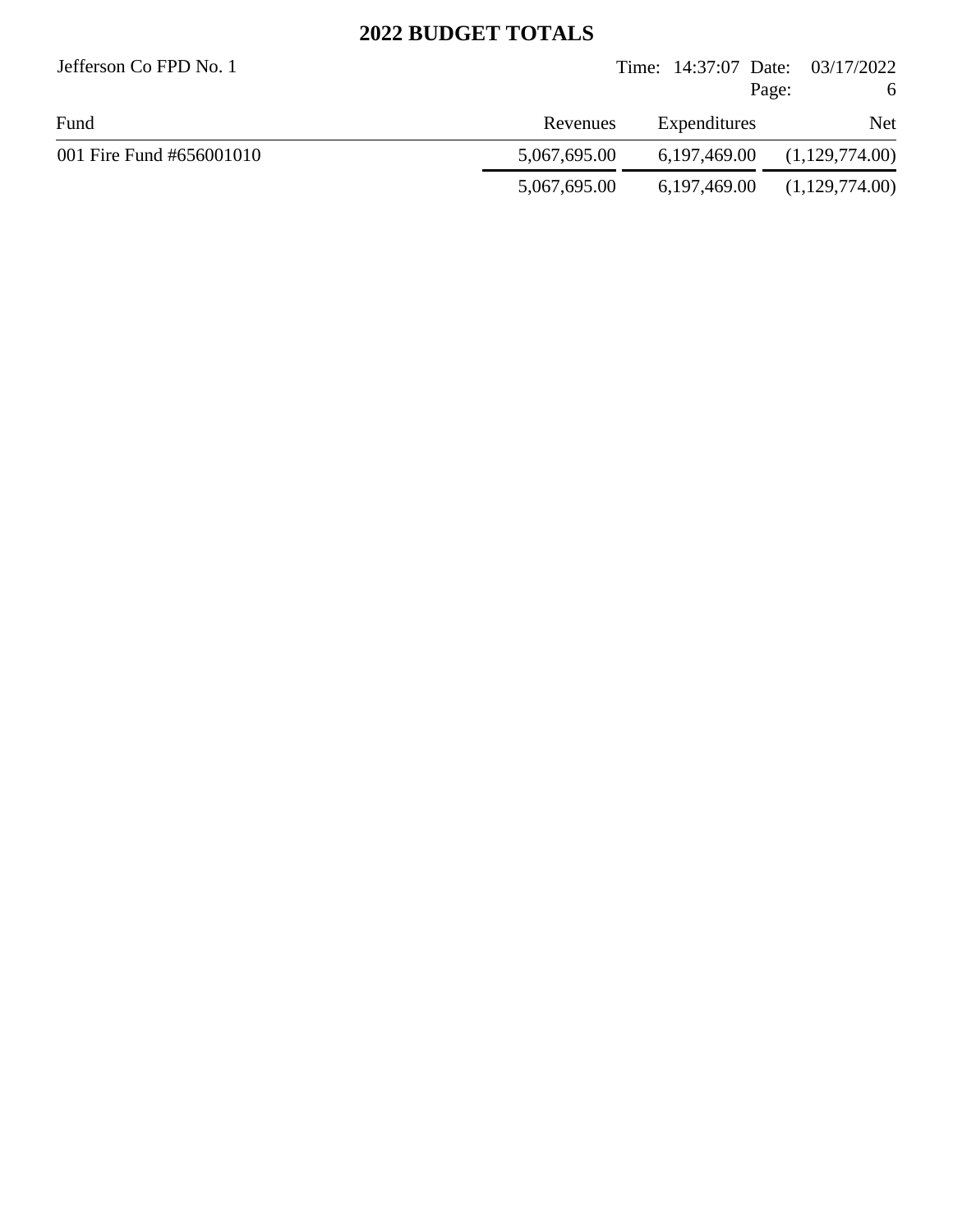# 2022 BUDGET TOTALS

Jefferson Co FPD No. 1

Time: 14:37:07 Date: 03/17/2022

| Fund | Revenues | Expenditures | Net |
|---|---|---|---|
| 001 Fire Fund #656001010 | 5,067,695.00 | 6,197,469.00 | (1,129,774.00) |
| | 5,067,695.00 | 6,197,469.00 | (1,129,774.00) |